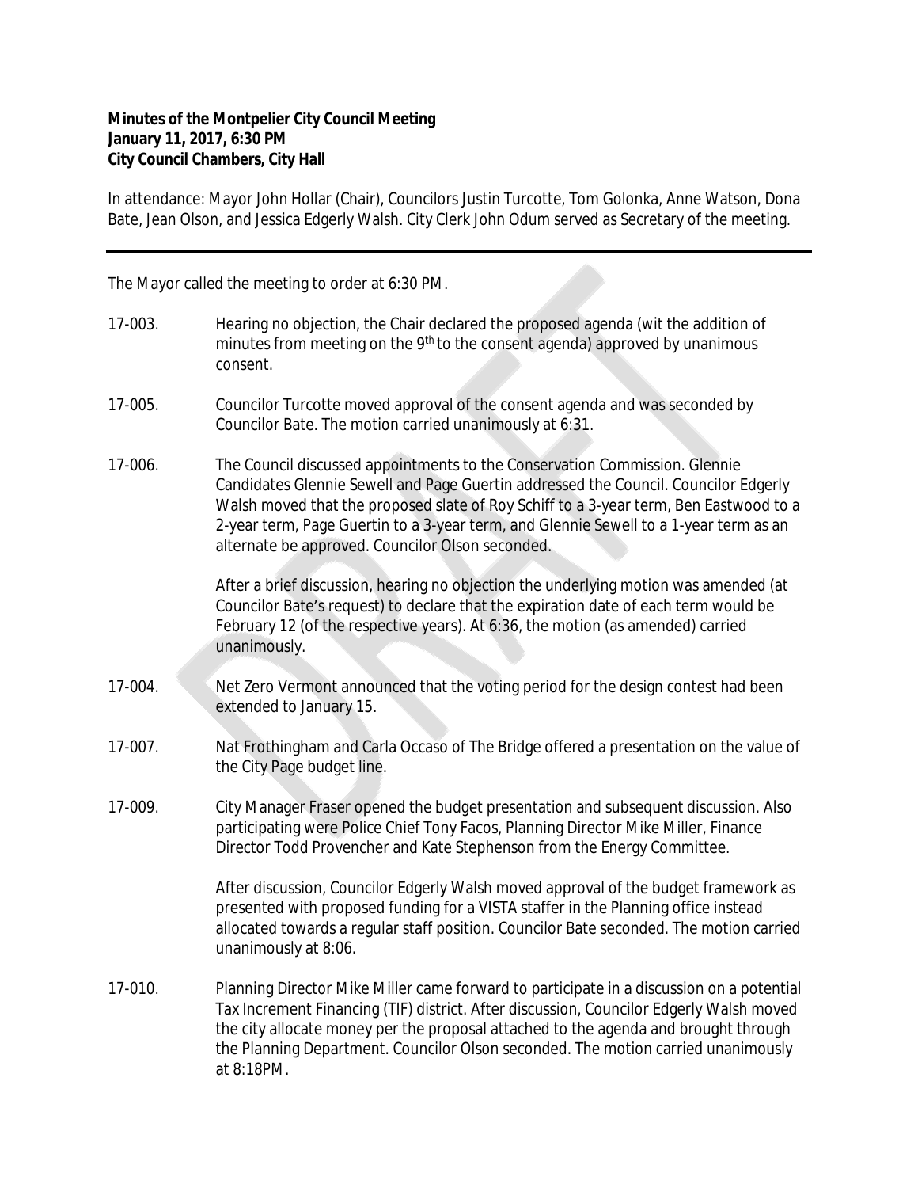**Minutes of the Montpelier City Council Meeting**
**January 11, 2017, 6:30 PM**
**City Council Chambers, City Hall**

In attendance: Mayor John Hollar (Chair), Councilors Justin Turcotte, Tom Golonka, Anne Watson, Dona Bate, Jean Olson, and Jessica Edgerly Walsh. City Clerk John Odum served as Secretary of the meeting.

---

The Mayor called the meeting to order at 6:30 PM.

17-003. Hearing no objection, the Chair declared the proposed agenda (wit the addition of minutes from meeting on the 9th to the consent agenda) approved by unanimous consent.

17-005. Councilor Turcotte moved approval of the consent agenda and was seconded by Councilor Bate. The motion carried unanimously at 6:31.

17-006. The Council discussed appointments to the Conservation Commission. Glennie Candidates Glennie Sewell and Page Guertin addressed the Council. Councilor Edgerly Walsh moved that the proposed slate of Roy Schiff to a 3-year term, Ben Eastwood to a 2-year term, Page Guertin to a 3-year term, and Glennie Sewell to a 1-year term as an alternate be approved. Councilor Olson seconded.

After a brief discussion, hearing no objection the underlying motion was amended (at Councilor Bate's request) to declare that the expiration date of each term would be February 12 (of the respective years). At 6:36, the motion (as amended) carried unanimously.

17-004. Net Zero Vermont announced that the voting period for the design contest had been extended to January 15.

17-007. Nat Frothingham and Carla Occaso of The Bridge offered a presentation on the value of the City Page budget line.

17-009. City Manager Fraser opened the budget presentation and subsequent discussion. Also participating were Police Chief Tony Facos, Planning Director Mike Miller, Finance Director Todd Provencher and Kate Stephenson from the Energy Committee.

After discussion, Councilor Edgerly Walsh moved approval of the budget framework as presented with proposed funding for a VISTA staffer in the Planning office instead allocated towards a regular staff position. Councilor Bate seconded. The motion carried unanimously at 8:06.

17-010. Planning Director Mike Miller came forward to participate in a discussion on a potential Tax Increment Financing (TIF) district. After discussion, Councilor Edgerly Walsh moved the city allocate money per the proposal attached to the agenda and brought through the Planning Department. Councilor Olson seconded. The motion carried unanimously at 8:18PM.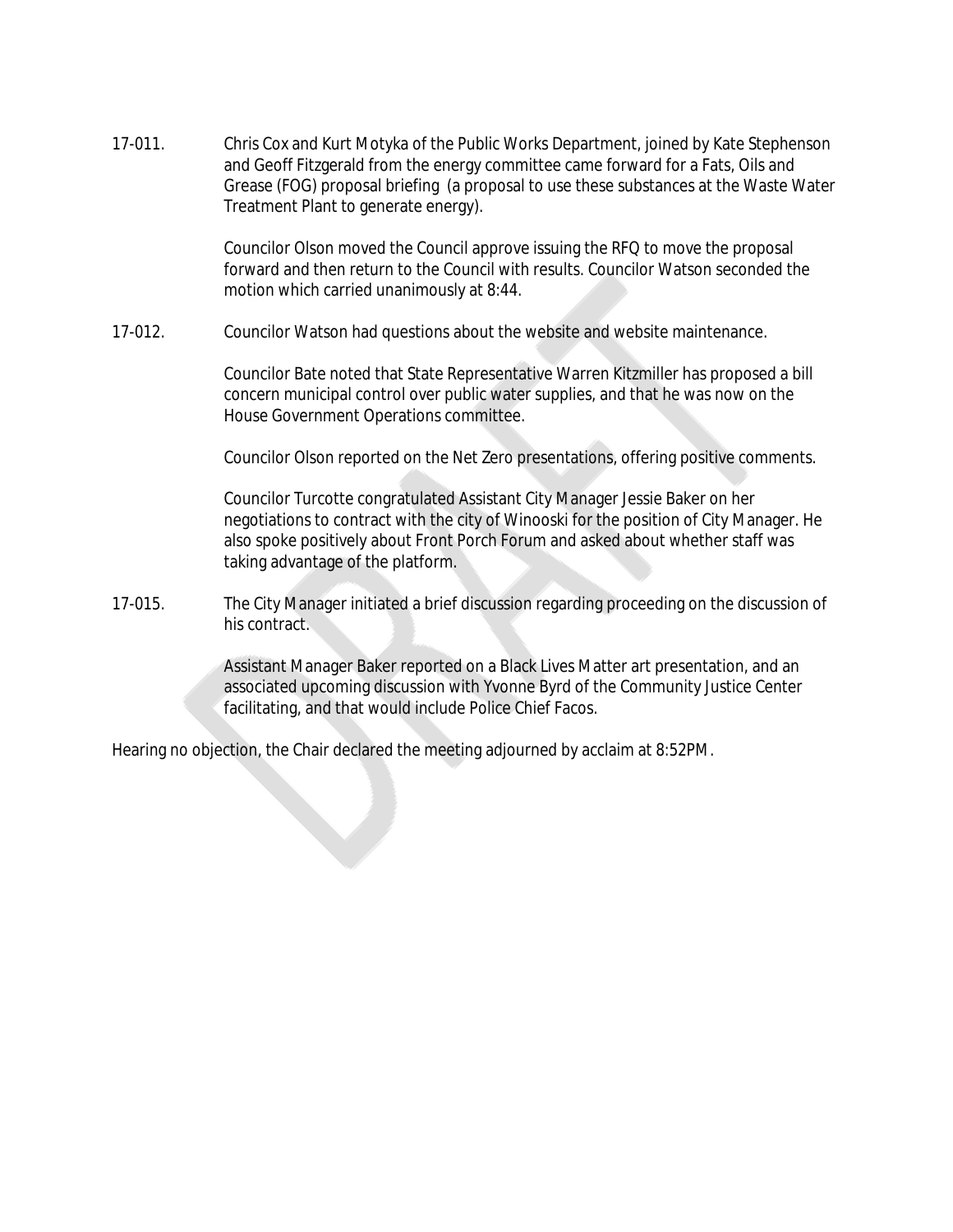17-011. Chris Cox and Kurt Motyka of the Public Works Department, joined by Kate Stephenson and Geoff Fitzgerald from the energy committee came forward for a Fats, Oils and Grease (FOG) proposal briefing (a proposal to use these substances at the Waste Water Treatment Plant to generate energy).

Councilor Olson moved the Council approve issuing the RFQ to move the proposal forward and then return to the Council with results. Councilor Watson seconded the motion which carried unanimously at 8:44.

17-012. Councilor Watson had questions about the website and website maintenance.

Councilor Bate noted that State Representative Warren Kitzmiller has proposed a bill concern municipal control over public water supplies, and that he was now on the House Government Operations committee.

Councilor Olson reported on the Net Zero presentations, offering positive comments.

Councilor Turcotte congratulated Assistant City Manager Jessie Baker on her negotiations to contract with the city of Winooski for the position of City Manager. He also spoke positively about Front Porch Forum and asked about whether staff was taking advantage of the platform.

17-015. The City Manager initiated a brief discussion regarding proceeding on the discussion of his contract.

Assistant Manager Baker reported on a Black Lives Matter art presentation, and an associated upcoming discussion with Yvonne Byrd of the Community Justice Center facilitating, and that would include Police Chief Facos.

Hearing no objection, the Chair declared the meeting adjourned by acclaim at 8:52PM.